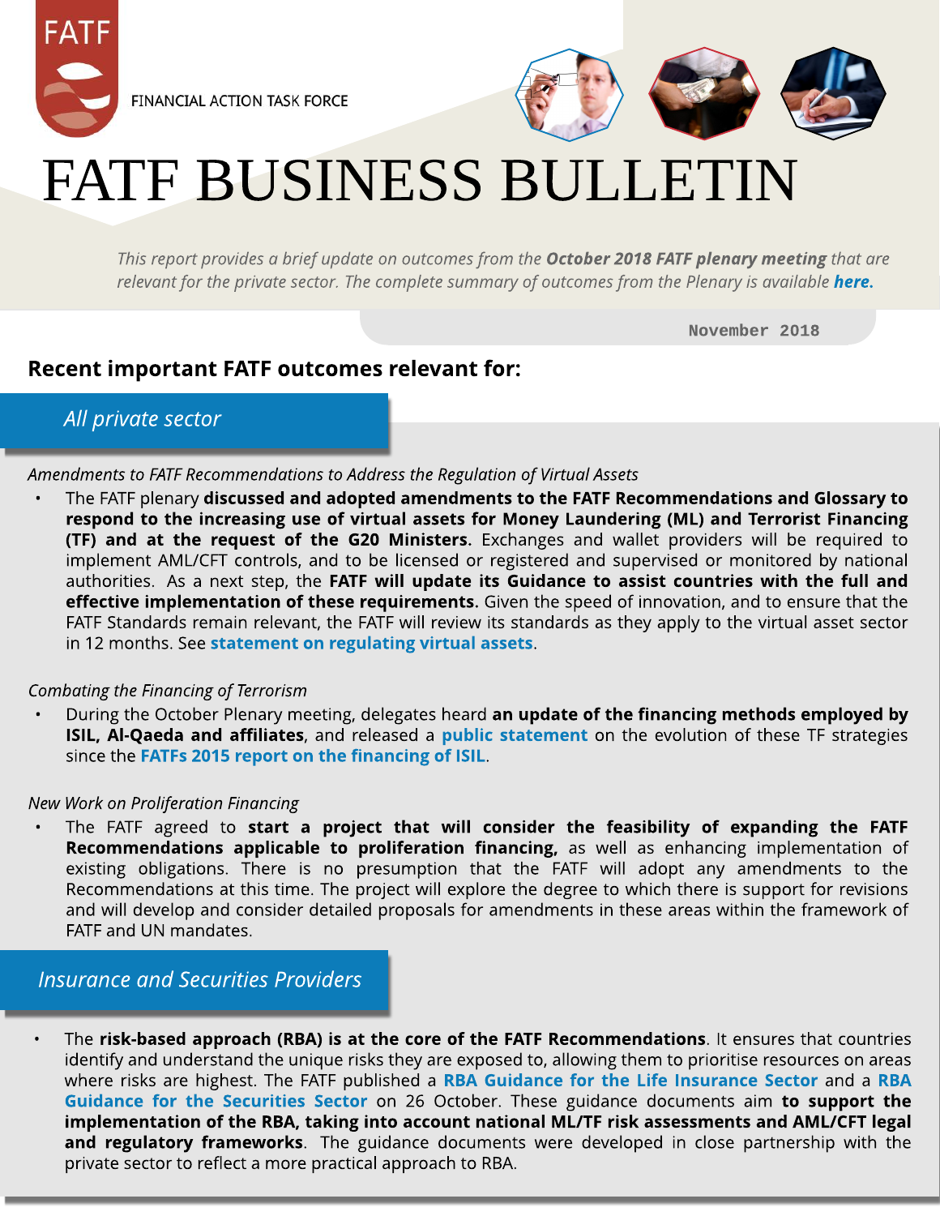FATF

FINANCIAL ACTION TASK FORCE

# FATF BUSINESS BULLETIN

*This report provides a brief update on outcomes from the **October 2018 FATF plenary meeting** that are relevant for the private sector. The complete summary of outcomes from the Plenary is available **here.***

November 2018

## Recent important FATF outcomes relevant for:

### *All private sector*

*Amendments to FATF Recommendations to Address the Regulation of Virtual Assets*

- The FATF plenary **discussed and adopted amendments to the FATF Recommendations and Glossary to respond to the increasing use of virtual assets for Money Laundering (ML) and Terrorist Financing (TF) and at the request of the G20 Ministers.** Exchanges and wallet providers will be required to implement AML/CFT controls, and to be licensed or registered and supervised or monitored by national authorities. As a next step, the **FATF will update its Guidance to assist countries with the full and effective implementation of these requirements.** Given the speed of innovation, and to ensure that the FATF Standards remain relevant, the FATF will review its standards as they apply to the virtual asset sector in 12 months. See **statement on regulating virtual assets**.

*Combating the Financing of Terrorism*

- During the October Plenary meeting, delegates heard **an update of the financing methods employed by ISIL, Al-Qaeda and affiliates**, and released a **public statement** on the evolution of these TF strategies since the **FATFs 2015 report on the financing of ISIL**.

*New Work on Proliferation Financing*

- The FATF agreed to **start a project that will consider the feasibility of expanding the FATF Recommendations applicable to proliferation financing,** as well as enhancing implementation of existing obligations. There is no presumption that the FATF will adopt any amendments to the Recommendations at this time. The project will explore the degree to which there is support for revisions and will develop and consider detailed proposals for amendments in these areas within the framework of FATF and UN mandates.

### *Insurance and Securities Providers*

- The **risk-based approach (RBA) is at the core of the FATF Recommendations**. It ensures that countries identify and understand the unique risks they are exposed to, allowing them to prioritise resources on areas where risks are highest. The FATF published a **RBA Guidance for the Life Insurance Sector** and a **RBA Guidance for the Securities Sector** on 26 October. These guidance documents aim **to support the implementation of the RBA, taking into account national ML/TF risk assessments and AML/CFT legal and regulatory frameworks**. The guidance documents were developed in close partnership with the private sector to reflect a more practical approach to RBA.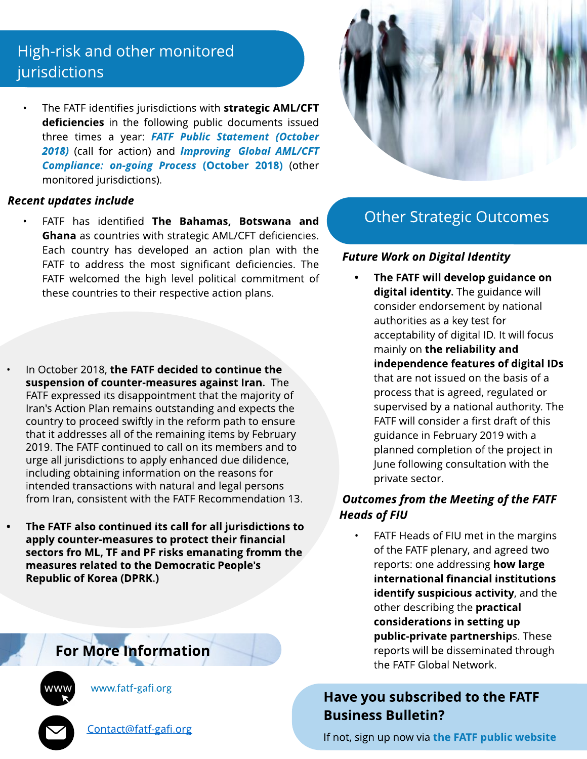## High-risk and other monitored jurisdictions

- The FATF identifies jurisdictions with **strategic AML/CFT deficiencies** in the following public documents issued three times a year: ***FATF Public Statement (October 2018)*** (call for action) and ***Improving Global AML/CFT Compliance: on-going Process* (October 2018)** (other monitored jurisdictions).

***Recent updates include***

- FATF has identified **The Bahamas, Botswana and Ghana** as countries with strategic AML/CFT deficiencies. Each country has developed an action plan with the FATF to address the most significant deficiencies. The FATF welcomed the high level political commitment of these countries to their respective action plans.

- In October 2018, **the FATF decided to continue the suspension of counter-measures against Iran.** The FATF expressed its disappointment that the majority of Iran's Action Plan remains outstanding and expects the country to proceed swiftly in the reform path to ensure that it addresses all of the remaining items by February 2019. The FATF continued to call on its members and to urge all jurisdictions to apply enhanced due dilidence, including obtaining information on the reasons for intended transactions with natural and legal persons from Iran, consistent with the FATF Recommendation 13.

- **The FATF also continued its call for all jurisdictions to apply counter-measures to protect their financial sectors fro ML, TF and PF risks emanating fromm the measures related to the Democratic People's Republic of Korea (DPRK.)**

## Other Strategic Outcomes

***Future Work on Digital Identity***

- **The FATF will develop guidance on digital identity.** The guidance will consider endorsement by national authorities as a key test for acceptability of digital ID. It will focus mainly on **the reliability and independence features of digital IDs** that are not issued on the basis of a process that is agreed, regulated or supervised by a national authority. The FATF will consider a first draft of this guidance in February 2019 with a planned completion of the project in June following consultation with the private sector.

***Outcomes from the Meeting of the FATF Heads of FIU***

- FATF Heads of FIU met in the margins of the FATF plenary, and agreed two reports: one addressing **how large international financial institutions identify suspicious activity**, and the other describing the **practical considerations in setting up public-private partnerships**. These reports will be disseminated through the FATF Global Network.

## For More Information

www.fatf-gafi.org

Contact@fatf-gafi.org

**Have you subscribed to the FATF Business Bulletin?**

If not, sign up now via **the FATF public website**